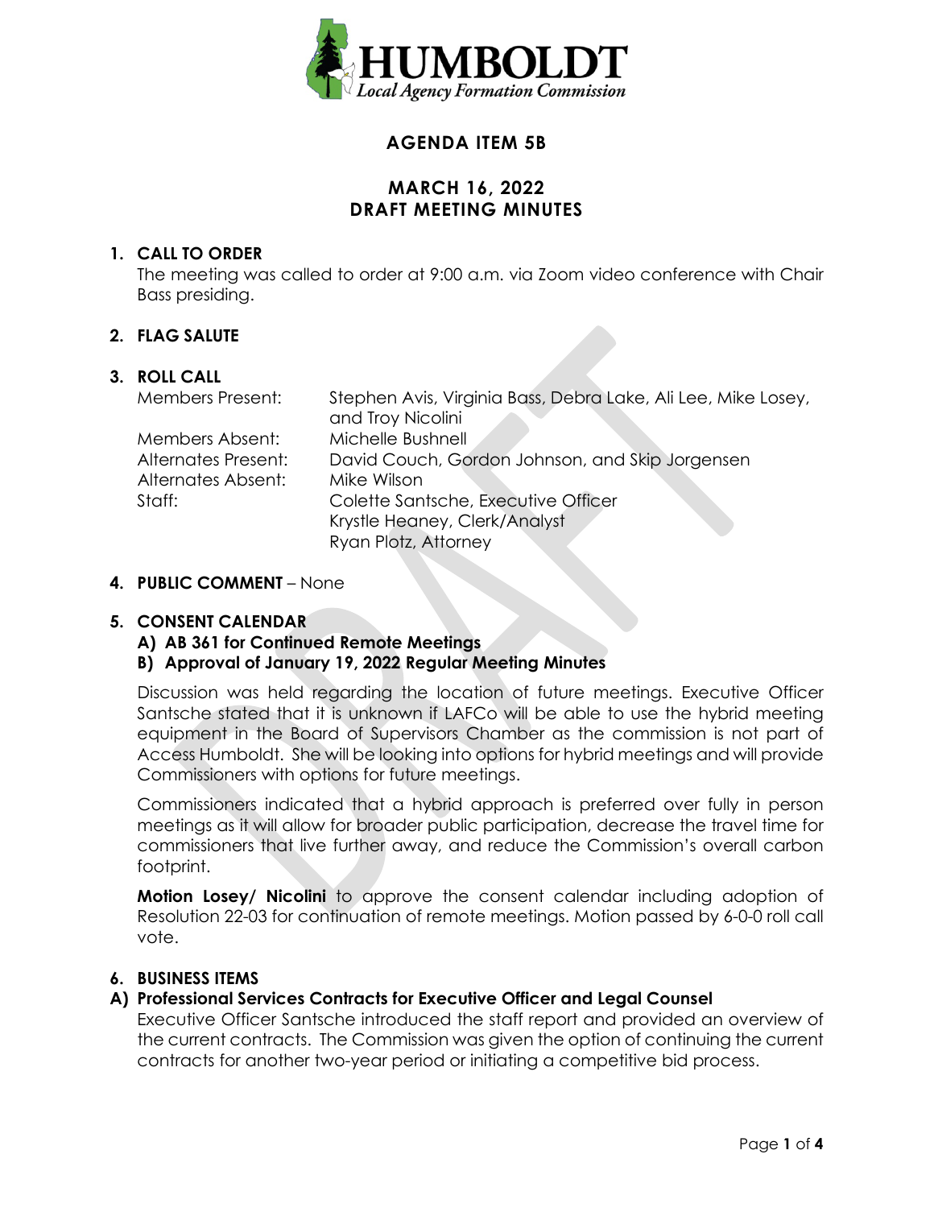HUMBOLDT
*Local Agency Formation Commission*

# AGENDA ITEM 5B

## MARCH 16, 2022
## DRAFT MEETING MINUTES

**1. CALL TO ORDER**

The meeting was called to order at 9:00 a.m. via Zoom video conference with Chair Bass presiding.

**2. FLAG SALUTE**

**3. ROLL CALL**

| | |
|---|---|
| Members Present: | Stephen Avis, Virginia Bass, Debra Lake, Ali Lee, Mike Losey, and Troy Nicolini |
| Members Absent: | Michelle Bushnell |
| Alternates Present: | David Couch, Gordon Johnson, and Skip Jorgensen |
| Alternates Absent: | Mike Wilson |
| Staff: | Colette Santsche, Executive Officer<br>Krystle Heaney, Clerk/Analyst<br>Ryan Plotz, Attorney |

**4. PUBLIC COMMENT** – None

**5. CONSENT CALENDAR**

**A) AB 361 for Continued Remote Meetings**

**B) Approval of January 19, 2022 Regular Meeting Minutes**

Discussion was held regarding the location of future meetings. Executive Officer Santsche stated that it is unknown if LAFCo will be able to use the hybrid meeting equipment in the Board of Supervisors Chamber as the commission is not part of Access Humboldt. She will be looking into options for hybrid meetings and will provide Commissioners with options for future meetings.

Commissioners indicated that a hybrid approach is preferred over fully in person meetings as it will allow for broader public participation, decrease the travel time for commissioners that live further away, and reduce the Commission's overall carbon footprint.

**Motion Losey/ Nicolini** to approve the consent calendar including adoption of Resolution 22-03 for continuation of remote meetings. Motion passed by 6-0-0 roll call vote.

**6. BUSINESS ITEMS**

**A) Professional Services Contracts for Executive Officer and Legal Counsel**

Executive Officer Santsche introduced the staff report and provided an overview of the current contracts. The Commission was given the option of continuing the current contracts for another two-year period or initiating a competitive bid process.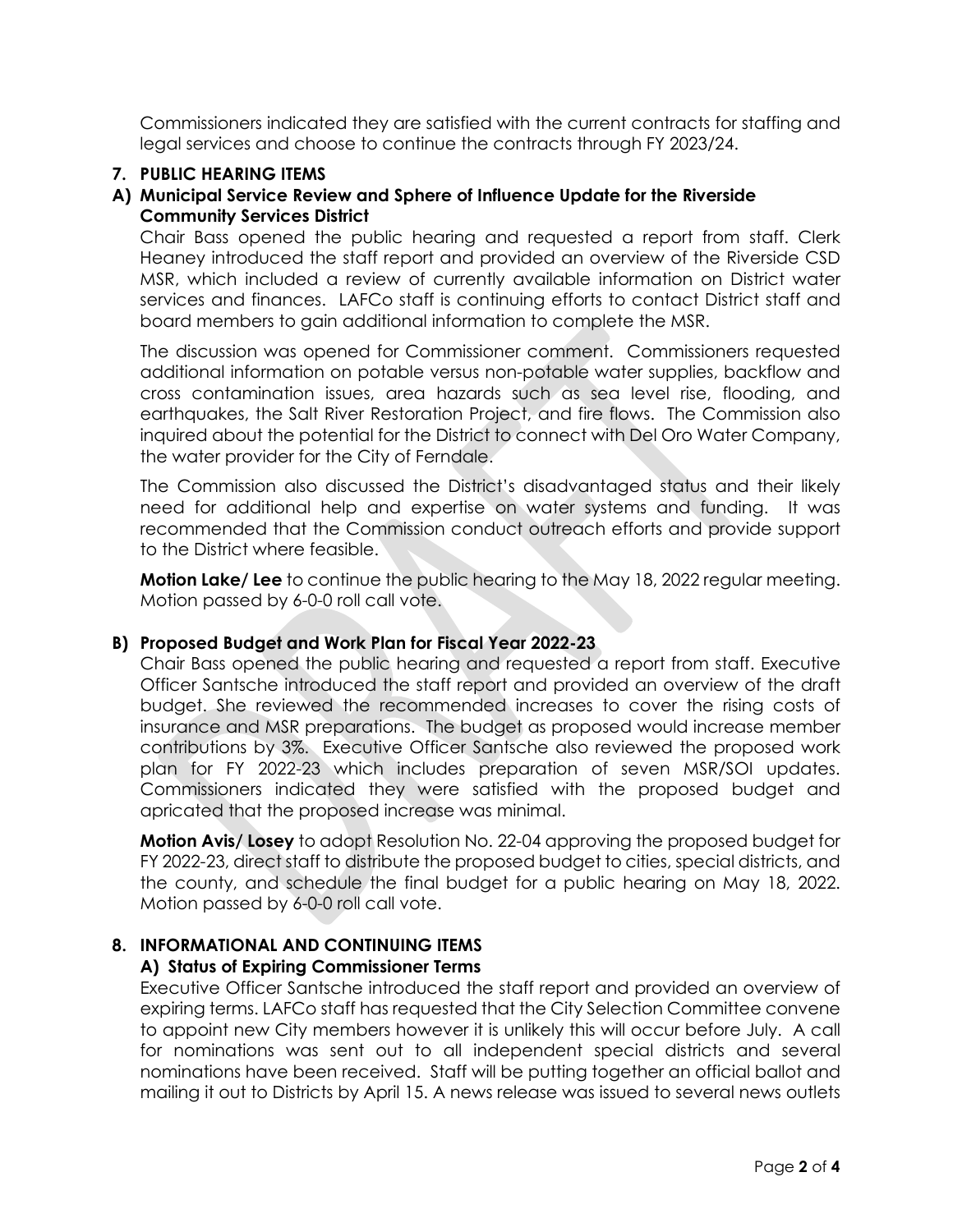Commissioners indicated they are satisfied with the current contracts for staffing and legal services and choose to continue the contracts through FY 2023/24.

**7. PUBLIC HEARING ITEMS**

**A) Municipal Service Review and Sphere of Influence Update for the Riverside Community Services District**

Chair Bass opened the public hearing and requested a report from staff. Clerk Heaney introduced the staff report and provided an overview of the Riverside CSD MSR, which included a review of currently available information on District water services and finances. LAFCo staff is continuing efforts to contact District staff and board members to gain additional information to complete the MSR.

The discussion was opened for Commissioner comment. Commissioners requested additional information on potable versus non-potable water supplies, backflow and cross contamination issues, area hazards such as sea level rise, flooding, and earthquakes, the Salt River Restoration Project, and fire flows. The Commission also inquired about the potential for the District to connect with Del Oro Water Company, the water provider for the City of Ferndale.

The Commission also discussed the District's disadvantaged status and their likely need for additional help and expertise on water systems and funding. It was recommended that the Commission conduct outreach efforts and provide support to the District where feasible.

**Motion Lake/ Lee** to continue the public hearing to the May 18, 2022 regular meeting. Motion passed by 6-0-0 roll call vote.

**B) Proposed Budget and Work Plan for Fiscal Year 2022-23**

Chair Bass opened the public hearing and requested a report from staff. Executive Officer Santsche introduced the staff report and provided an overview of the draft budget. She reviewed the recommended increases to cover the rising costs of insurance and MSR preparations. The budget as proposed would increase member contributions by 3%. Executive Officer Santsche also reviewed the proposed work plan for FY 2022-23 which includes preparation of seven MSR/SOI updates. Commissioners indicated they were satisfied with the proposed budget and apricated that the proposed increase was minimal.

**Motion Avis/ Losey** to adopt Resolution No. 22-04 approving the proposed budget for FY 2022-23, direct staff to distribute the proposed budget to cities, special districts, and the county, and schedule the final budget for a public hearing on May 18, 2022. Motion passed by 6-0-0 roll call vote.

**8. INFORMATIONAL AND CONTINUING ITEMS**

**A) Status of Expiring Commissioner Terms**

Executive Officer Santsche introduced the staff report and provided an overview of expiring terms. LAFCo staff has requested that the City Selection Committee convene to appoint new City members however it is unlikely this will occur before July. A call for nominations was sent out to all independent special districts and several nominations have been received. Staff will be putting together an official ballot and mailing it out to Districts by April 15. A news release was issued to several news outlets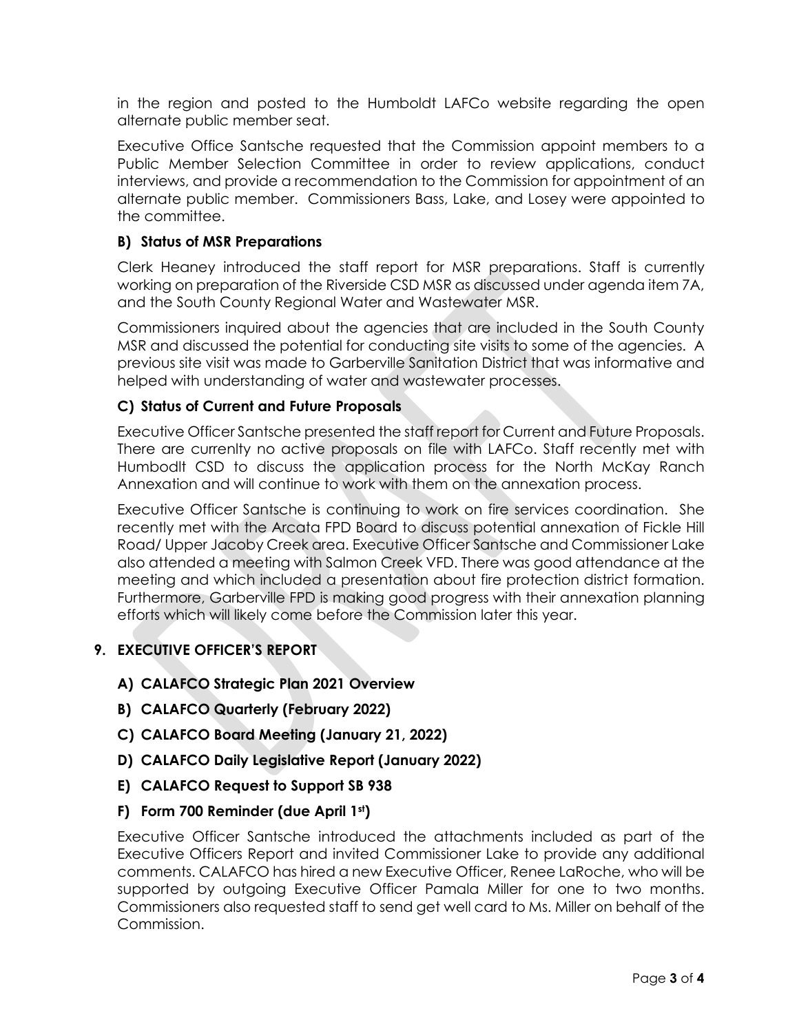in the region and posted to the Humboldt LAFCo website regarding the open alternate public member seat.

Executive Office Santsche requested that the Commission appoint members to a Public Member Selection Committee in order to review applications, conduct interviews, and provide a recommendation to the Commission for appointment of an alternate public member. Commissioners Bass, Lake, and Losey were appointed to the committee.

### B) Status of MSR Preparations

Clerk Heaney introduced the staff report for MSR preparations. Staff is currently working on preparation of the Riverside CSD MSR as discussed under agenda item 7A, and the South County Regional Water and Wastewater MSR.

Commissioners inquired about the agencies that are included in the South County MSR and discussed the potential for conducting site visits to some of the agencies. A previous site visit was made to Garberville Sanitation District that was informative and helped with understanding of water and wastewater processes.

### C) Status of Current and Future Proposals

Executive Officer Santsche presented the staff report for Current and Future Proposals. There are currenlty no active proposals on file with LAFCo. Staff recently met with Humbodlt CSD to discuss the application process for the North McKay Ranch Annexation and will continue to work with them on the annexation process.

Executive Officer Santsche is continuing to work on fire services coordination. She recently met with the Arcata FPD Board to discuss potential annexation of Fickle Hill Road/ Upper Jacoby Creek area. Executive Officer Santsche and Commissioner Lake also attended a meeting with Salmon Creek VFD. There was good attendance at the meeting and which included a presentation about fire protection district formation. Furthermore, Garberville FPD is making good progress with their annexation planning efforts which will likely come before the Commission later this year.

## 9. EXECUTIVE OFFICER'S REPORT

### A) CALAFCO Strategic Plan 2021 Overview

### B) CALAFCO Quarterly (February 2022)

### C) CALAFCO Board Meeting (January 21, 2022)

### D) CALAFCO Daily Legislative Report (January 2022)

### E) CALAFCO Request to Support SB 938

### F) Form 700 Reminder (due April 1st)

Executive Officer Santsche introduced the attachments included as part of the Executive Officers Report and invited Commissioner Lake to provide any additional comments. CALAFCO has hired a new Executive Officer, Renee LaRoche, who will be supported by outgoing Executive Officer Pamala Miller for one to two months. Commissioners also requested staff to send get well card to Ms. Miller on behalf of the Commission.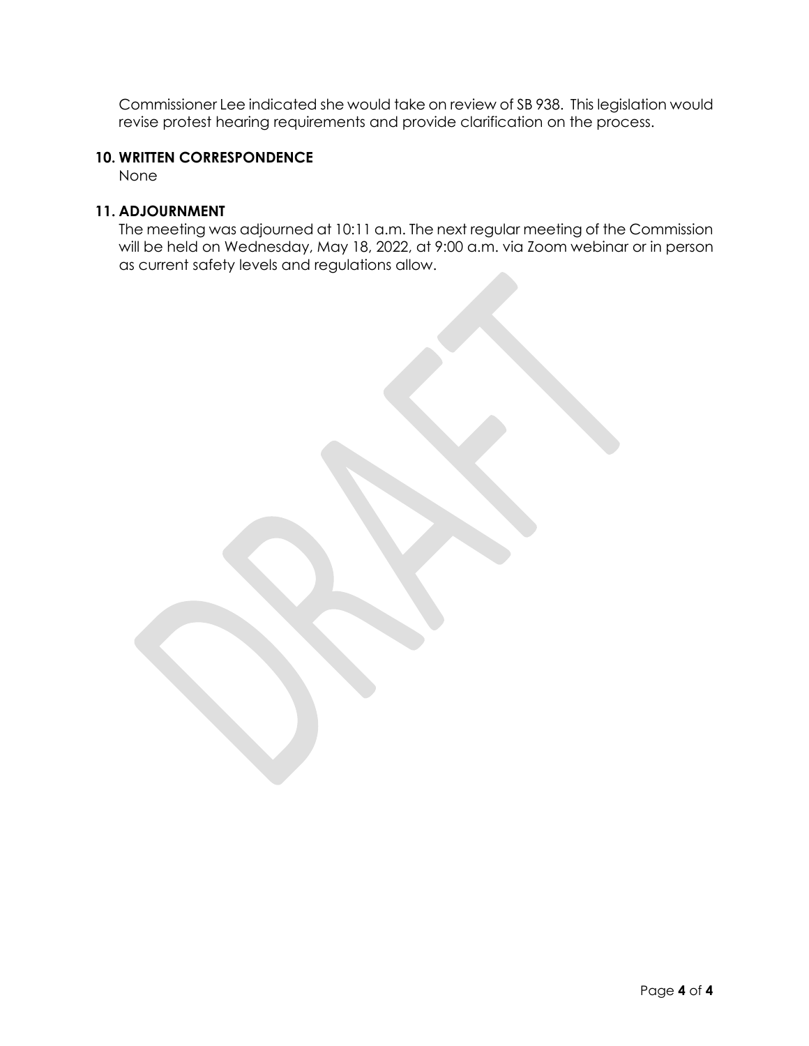Commissioner Lee indicated she would take on review of SB 938. This legislation would revise protest hearing requirements and provide clarification on the process.

## 10. WRITTEN CORRESPONDENCE

None

## 11. ADJOURNMENT

The meeting was adjourned at 10:11 a.m. The next regular meeting of the Commission will be held on Wednesday, May 18, 2022, at 9:00 a.m. via Zoom webinar or in person as current safety levels and regulations allow.